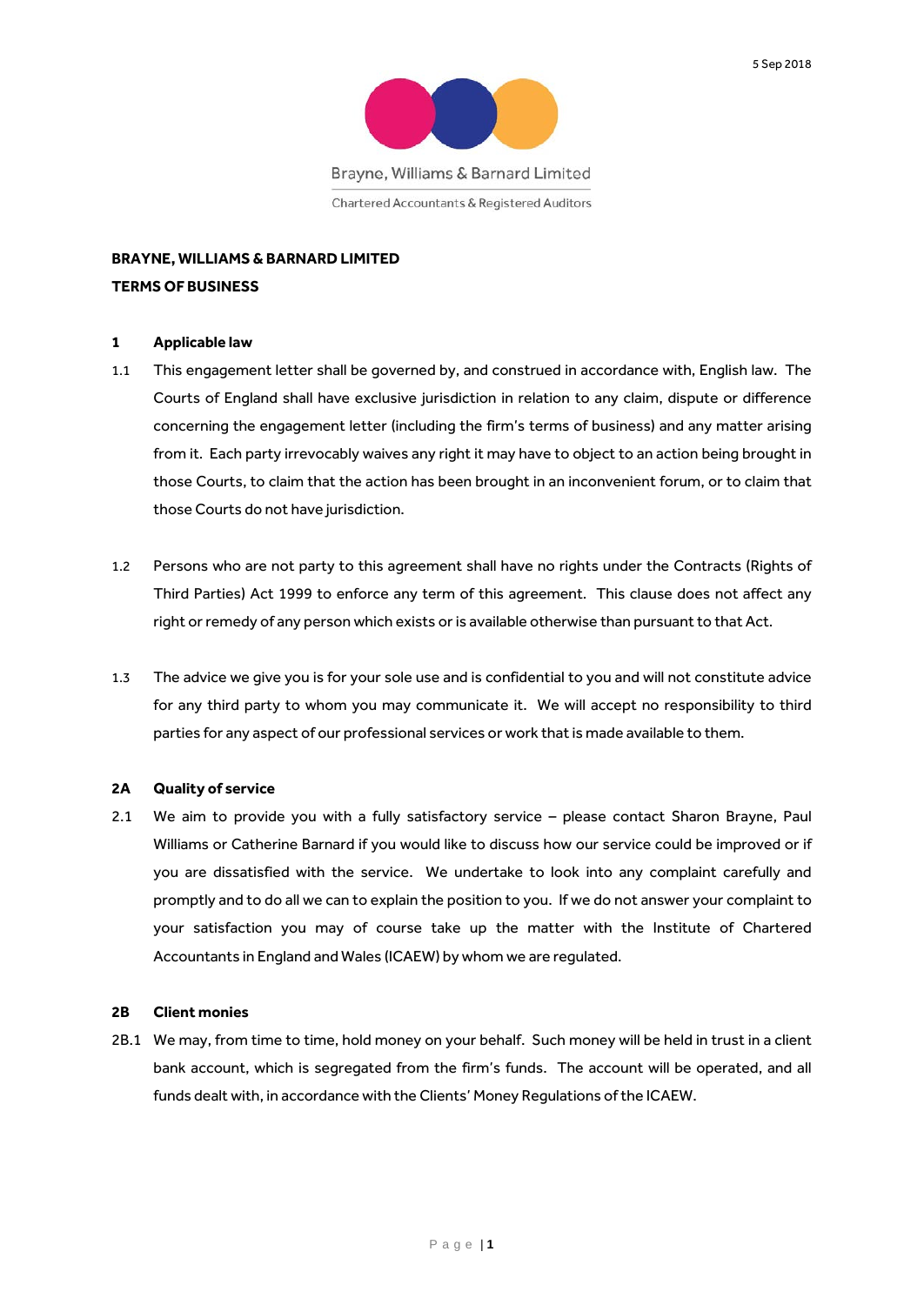5 Sep 2018

Brayne, Williams & Barnard Limited

Chartered Accountants & Registered Auditors

**BRAYNE, WILLIAMS & BARNARD LIMITED**

**TERMS OF BUSINESS**

## 1 Applicable law

1.1 This engagement letter shall be governed by, and construed in accordance with, English law. The Courts of England shall have exclusive jurisdiction in relation to any claim, dispute or difference concerning the engagement letter (including the firm's terms of business) and any matter arising from it. Each party irrevocably waives any right it may have to object to an action being brought in those Courts, to claim that the action has been brought in an inconvenient forum, or to claim that those Courts do not have jurisdiction.

1.2 Persons who are not party to this agreement shall have no rights under the Contracts (Rights of Third Parties) Act 1999 to enforce any term of this agreement. This clause does not affect any right or remedy of any person which exists or is available otherwise than pursuant to that Act.

1.3 The advice we give you is for your sole use and is confidential to you and will not constitute advice for any third party to whom you may communicate it. We will accept no responsibility to third parties for any aspect of our professional services or work that is made available to them.

## 2A Quality of service

2.1 We aim to provide you with a fully satisfactory service – please contact Sharon Brayne, Paul Williams or Catherine Barnard if you would like to discuss how our service could be improved or if you are dissatisfied with the service. We undertake to look into any complaint carefully and promptly and to do all we can to explain the position to you. If we do not answer your complaint to your satisfaction you may of course take up the matter with the Institute of Chartered Accountants in England and Wales (ICAEW) by whom we are regulated.

## 2B Client monies

2B.1 We may, from time to time, hold money on your behalf. Such money will be held in trust in a client bank account, which is segregated from the firm's funds. The account will be operated, and all funds dealt with, in accordance with the Clients' Money Regulations of the ICAEW.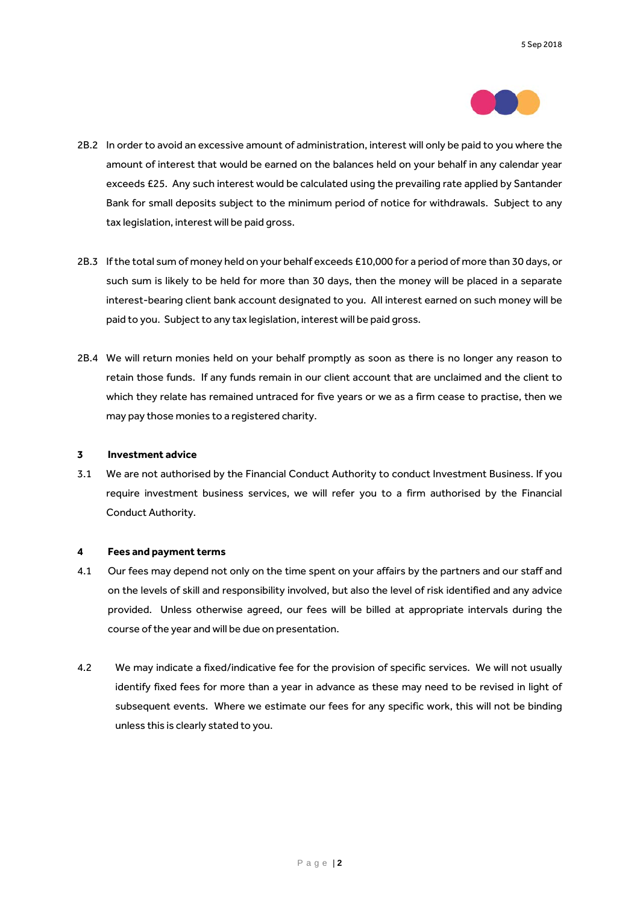2B.2 In order to avoid an excessive amount of administration, interest will only be paid to you where the amount of interest that would be earned on the balances held on your behalf in any calendar year exceeds £25. Any such interest would be calculated using the prevailing rate applied by Santander Bank for small deposits subject to the minimum period of notice for withdrawals. Subject to any tax legislation, interest will be paid gross.

2B.3 If the total sum of money held on your behalf exceeds £10,000 for a period of more than 30 days, or such sum is likely to be held for more than 30 days, then the money will be placed in a separate interest-bearing client bank account designated to you. All interest earned on such money will be paid to you. Subject to any tax legislation, interest will be paid gross.

2B.4 We will return monies held on your behalf promptly as soon as there is no longer any reason to retain those funds. If any funds remain in our client account that are unclaimed and the client to which they relate has remained untraced for five years or we as a firm cease to practise, then we may pay those monies to a registered charity.

## 3 Investment advice

3.1 We are not authorised by the Financial Conduct Authority to conduct Investment Business. If you require investment business services, we will refer you to a firm authorised by the Financial Conduct Authority.

## 4 Fees and payment terms

4.1 Our fees may depend not only on the time spent on your affairs by the partners and our staff and on the levels of skill and responsibility involved, but also the level of risk identified and any advice provided. Unless otherwise agreed, our fees will be billed at appropriate intervals during the course of the year and will be due on presentation.

4.2 We may indicate a fixed/indicative fee for the provision of specific services. We will not usually identify fixed fees for more than a year in advance as these may need to be revised in light of subsequent events. Where we estimate our fees for any specific work, this will not be binding unless this is clearly stated to you.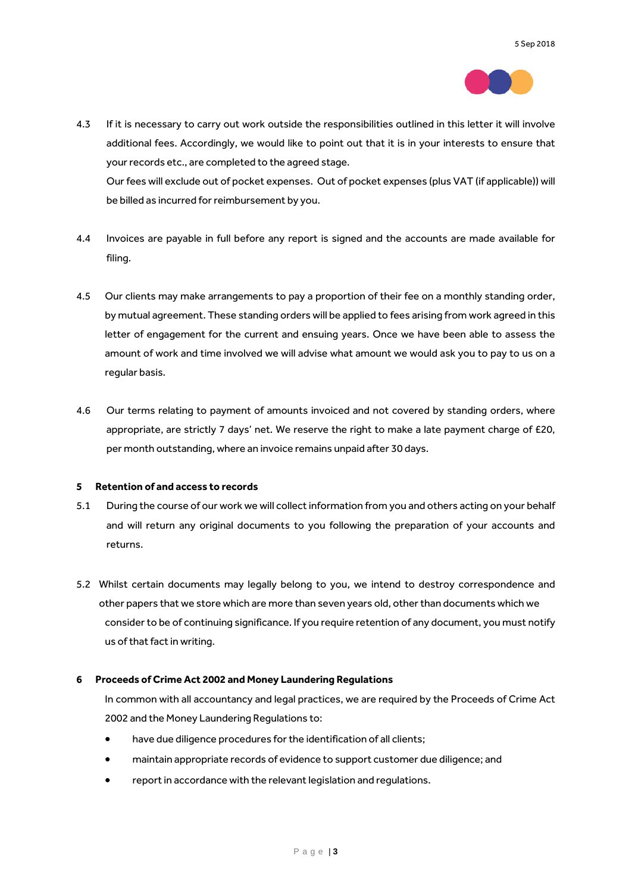4.3 If it is necessary to carry out work outside the responsibilities outlined in this letter it will involve additional fees. Accordingly, we would like to point out that it is in your interests to ensure that your records etc., are completed to the agreed stage.

Our fees will exclude out of pocket expenses. Out of pocket expenses (plus VAT (if applicable)) will be billed as incurred for reimbursement by you.

4.4 Invoices are payable in full before any report is signed and the accounts are made available for filing.

4.5 Our clients may make arrangements to pay a proportion of their fee on a monthly standing order, by mutual agreement. These standing orders will be applied to fees arising from work agreed in this letter of engagement for the current and ensuing years. Once we have been able to assess the amount of work and time involved we will advise what amount we would ask you to pay to us on a regular basis.

4.6 Our terms relating to payment of amounts invoiced and not covered by standing orders, where appropriate, are strictly 7 days' net. We reserve the right to make a late payment charge of £20, per month outstanding, where an invoice remains unpaid after 30 days.

**5 Retention of and access to records**

5.1 During the course of our work we will collect information from you and others acting on your behalf and will return any original documents to you following the preparation of your accounts and returns.

5.2 Whilst certain documents may legally belong to you, we intend to destroy correspondence and other papers that we store which are more than seven years old, other than documents which we consider to be of continuing significance. If you require retention of any document, you must notify us of that fact in writing.

**6 Proceeds of Crime Act 2002 and Money Laundering Regulations**

In common with all accountancy and legal practices, we are required by the Proceeds of Crime Act 2002 and the Money Laundering Regulations to:

- have due diligence procedures for the identification of all clients;
- maintain appropriate records of evidence to support customer due diligence; and
- report in accordance with the relevant legislation and regulations.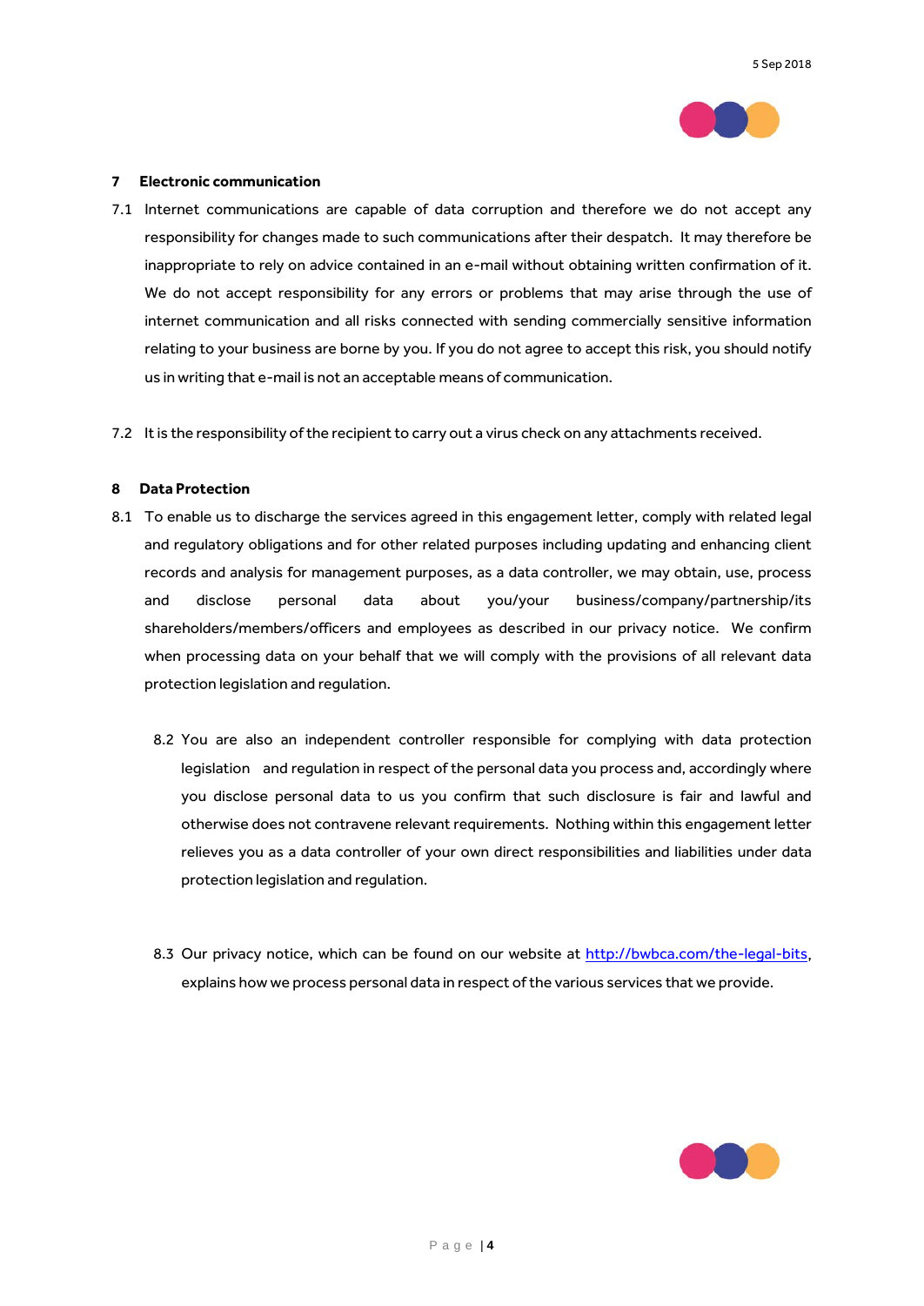## 7 Electronic communication

7.1 Internet communications are capable of data corruption and therefore we do not accept any responsibility for changes made to such communications after their despatch. It may therefore be inappropriate to rely on advice contained in an e-mail without obtaining written confirmation of it. We do not accept responsibility for any errors or problems that may arise through the use of internet communication and all risks connected with sending commercially sensitive information relating to your business are borne by you. If you do not agree to accept this risk, you should notify us in writing that e-mail is not an acceptable means of communication.

7.2 It is the responsibility of the recipient to carry out a virus check on any attachments received.

## 8 Data Protection

8.1 To enable us to discharge the services agreed in this engagement letter, comply with related legal and regulatory obligations and for other related purposes including updating and enhancing client records and analysis for management purposes, as a data controller, we may obtain, use, process and disclose personal data about you/your business/company/partnership/its shareholders/members/officers and employees as described in our privacy notice. We confirm when processing data on your behalf that we will comply with the provisions of all relevant data protection legislation and regulation.

8.2 You are also an independent controller responsible for complying with data protection legislation and regulation in respect of the personal data you process and, accordingly where you disclose personal data to us you confirm that such disclosure is fair and lawful and otherwise does not contravene relevant requirements. Nothing within this engagement letter relieves you as a data controller of your own direct responsibilities and liabilities under data protection legislation and regulation.

8.3 Our privacy notice, which can be found on our website at http://bwbca.com/the-legal-bits, explains how we process personal data in respect of the various services that we provide.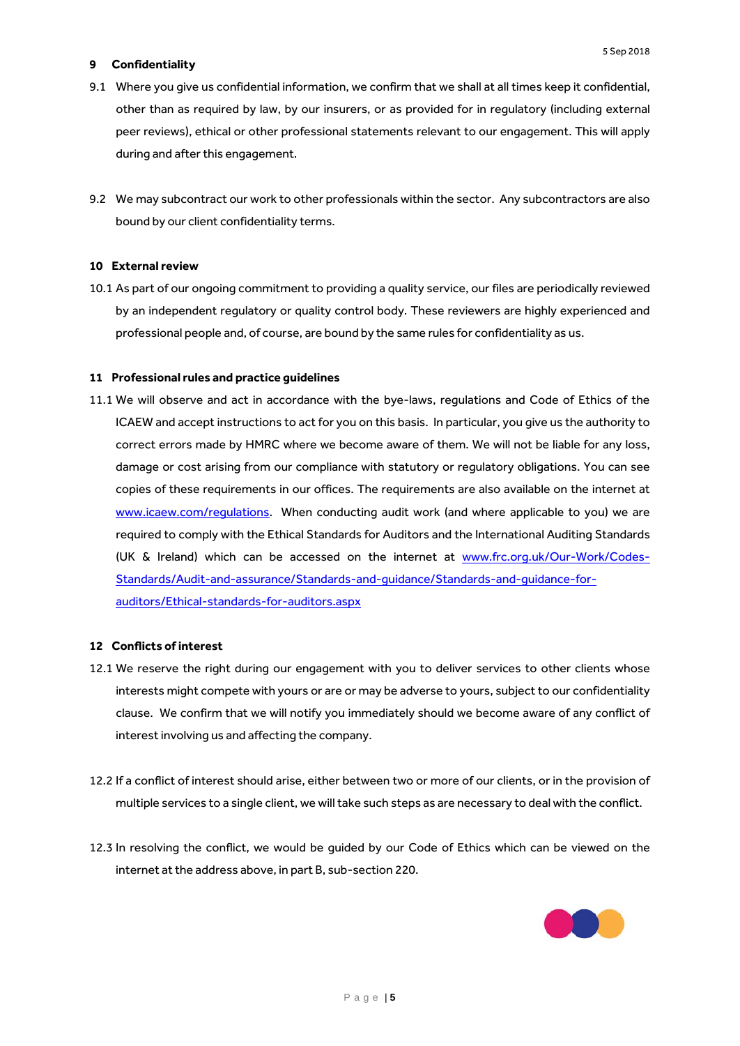## 9 Confidentiality

9.1 Where you give us confidential information, we confirm that we shall at all times keep it confidential, other than as required by law, by our insurers, or as provided for in regulatory (including external peer reviews), ethical or other professional statements relevant to our engagement. This will apply during and after this engagement.

9.2 We may subcontract our work to other professionals within the sector. Any subcontractors are also bound by our client confidentiality terms.

## 10 External review

10.1 As part of our ongoing commitment to providing a quality service, our files are periodically reviewed by an independent regulatory or quality control body. These reviewers are highly experienced and professional people and, of course, are bound by the same rules for confidentiality as us.

## 11 Professional rules and practice guidelines

11.1 We will observe and act in accordance with the bye-laws, regulations and Code of Ethics of the ICAEW and accept instructions to act for you on this basis. In particular, you give us the authority to correct errors made by HMRC where we become aware of them. We will not be liable for any loss, damage or cost arising from our compliance with statutory or regulatory obligations. You can see copies of these requirements in our offices. The requirements are also available on the internet at [www.icaew.com/regulations](www.icaew.com/regulations). When conducting audit work (and where applicable to you) we are required to comply with the Ethical Standards for Auditors and the International Auditing Standards (UK & Ireland) which can be accessed on the internet at [www.frc.org.uk/Our-Work/Codes-Standards/Audit-and-assurance/Standards-and-guidance/Standards-and-guidance-for-auditors/Ethical-standards-for-auditors.aspx](www.frc.org.uk/Our-Work/Codes-Standards/Audit-and-assurance/Standards-and-guidance/Standards-and-guidance-for-auditors/Ethical-standards-for-auditors.aspx)

## 12 Conflicts of interest

12.1 We reserve the right during our engagement with you to deliver services to other clients whose interests might compete with yours or are or may be adverse to yours, subject to our confidentiality clause. We confirm that we will notify you immediately should we become aware of any conflict of interest involving us and affecting the company.

12.2 If a conflict of interest should arise, either between two or more of our clients, or in the provision of multiple services to a single client, we will take such steps as are necessary to deal with the conflict.

12.3 In resolving the conflict, we would be guided by our Code of Ethics which can be viewed on the internet at the address above, in part B, sub-section 220.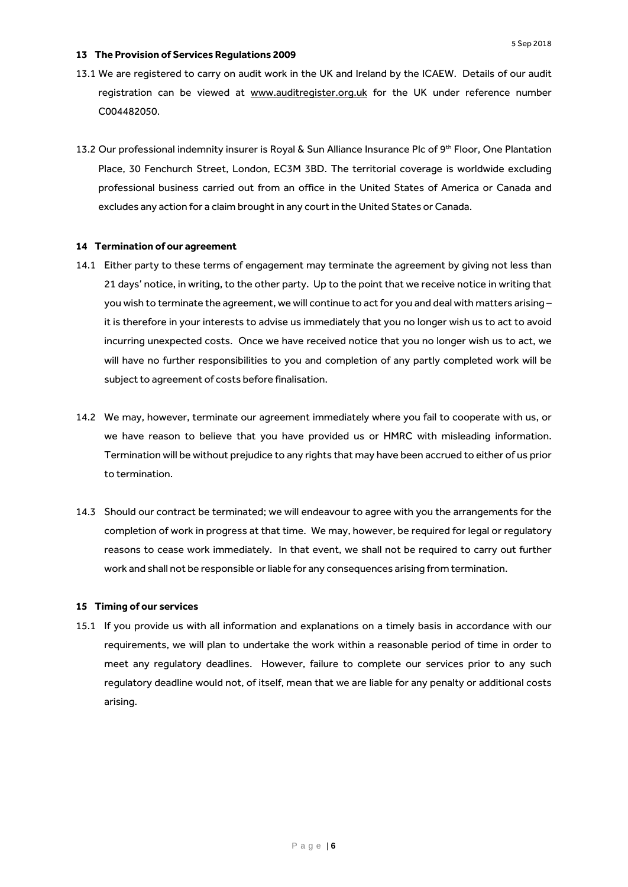## 13 The Provision of Services Regulations 2009

13.1 We are registered to carry on audit work in the UK and Ireland by the ICAEW. Details of our audit registration can be viewed at www.auditregister.org.uk for the UK under reference number C004482050.

13.2 Our professional indemnity insurer is Royal & Sun Alliance Insurance Plc of 9th Floor, One Plantation Place, 30 Fenchurch Street, London, EC3M 3BD. The territorial coverage is worldwide excluding professional business carried out from an office in the United States of America or Canada and excludes any action for a claim brought in any court in the United States or Canada.

## 14 Termination of our agreement

14.1 Either party to these terms of engagement may terminate the agreement by giving not less than 21 days' notice, in writing, to the other party. Up to the point that we receive notice in writing that you wish to terminate the agreement, we will continue to act for you and deal with matters arising – it is therefore in your interests to advise us immediately that you no longer wish us to act to avoid incurring unexpected costs. Once we have received notice that you no longer wish us to act, we will have no further responsibilities to you and completion of any partly completed work will be subject to agreement of costs before finalisation.

14.2 We may, however, terminate our agreement immediately where you fail to cooperate with us, or we have reason to believe that you have provided us or HMRC with misleading information. Termination will be without prejudice to any rights that may have been accrued to either of us prior to termination.

14.3 Should our contract be terminated; we will endeavour to agree with you the arrangements for the completion of work in progress at that time. We may, however, be required for legal or regulatory reasons to cease work immediately. In that event, we shall not be required to carry out further work and shall not be responsible or liable for any consequences arising from termination.

## 15 Timing of our services

15.1 If you provide us with all information and explanations on a timely basis in accordance with our requirements, we will plan to undertake the work within a reasonable period of time in order to meet any regulatory deadlines. However, failure to complete our services prior to any such regulatory deadline would not, of itself, mean that we are liable for any penalty or additional costs arising.